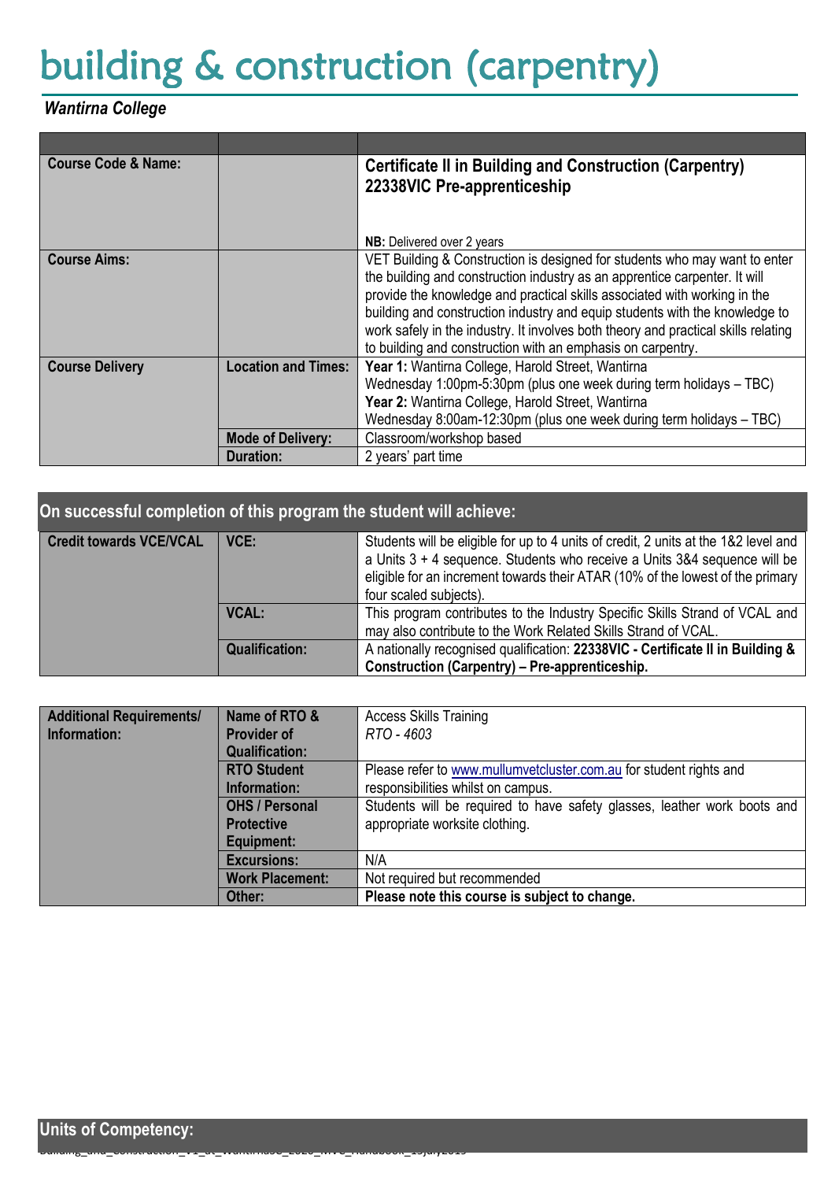# building & construction (carpentry)

***Wantirna College***

| | | |
|---|---|---|
| **Course Code & Name:** | | **Certificate II in Building and Construction (Carpentry) 22338VIC Pre-apprenticeship**<br><br>**NB:** Delivered over 2 years |
| **Course Aims:** | | VET Building & Construction is designed for students who may want to enter the building and construction industry as an apprentice carpenter. It will provide the knowledge and practical skills associated with working in the building and construction industry and equip students with the knowledge to work safely in the industry. It involves both theory and practical skills relating to building and construction with an emphasis on carpentry. |
| **Course Delivery** | **Location and Times:** | **Year 1:** Wantirna College, Harold Street, Wantirna<br>Wednesday 1:00pm-5:30pm (plus one week during term holidays – TBC)<br>**Year 2:** Wantirna College, Harold Street, Wantirna<br>Wednesday 8:00am-12:30pm (plus one week during term holidays – TBC) |
| | **Mode of Delivery:** | Classroom/workshop based |
| | **Duration:** | 2 years' part time |

## On successful completion of this program the student will achieve:

| | | |
|---|---|---|
| **Credit towards VCE/VCAL** | **VCE:** | Students will be eligible for up to 4 units of credit, 2 units at the 1&2 level and a Units 3 + 4 sequence. Students who receive a Units 3&4 sequence will be eligible for an increment towards their ATAR (10% of the lowest of the primary four scaled subjects). |
| | **VCAL:** | This program contributes to the Industry Specific Skills Strand of VCAL and may also contribute to the Work Related Skills Strand of VCAL. |
| | **Qualification:** | A nationally recognised qualification: **22338VIC - Certificate II in Building & Construction (Carpentry) – Pre-apprenticeship.** |

| | | |
|---|---|---|
| **Additional Requirements/ Information:** | **Name of RTO & Provider of Qualification:** | Access Skills Training<br>*RTO - 4603* |
| | **RTO Student Information:** | Please refer to www.mullumvetcluster.com.au for student rights and responsibilities whilst on campus. |
| | **OHS / Personal Protective Equipment:** | Students will be required to have safety glasses, leather work boots and appropriate worksite clothing. |
| | **Excursions:** | N/A |
| | **Work Placement:** | Not required but recommended |
| | **Other:** | **Please note this course is subject to change.** |

## Units of Competency: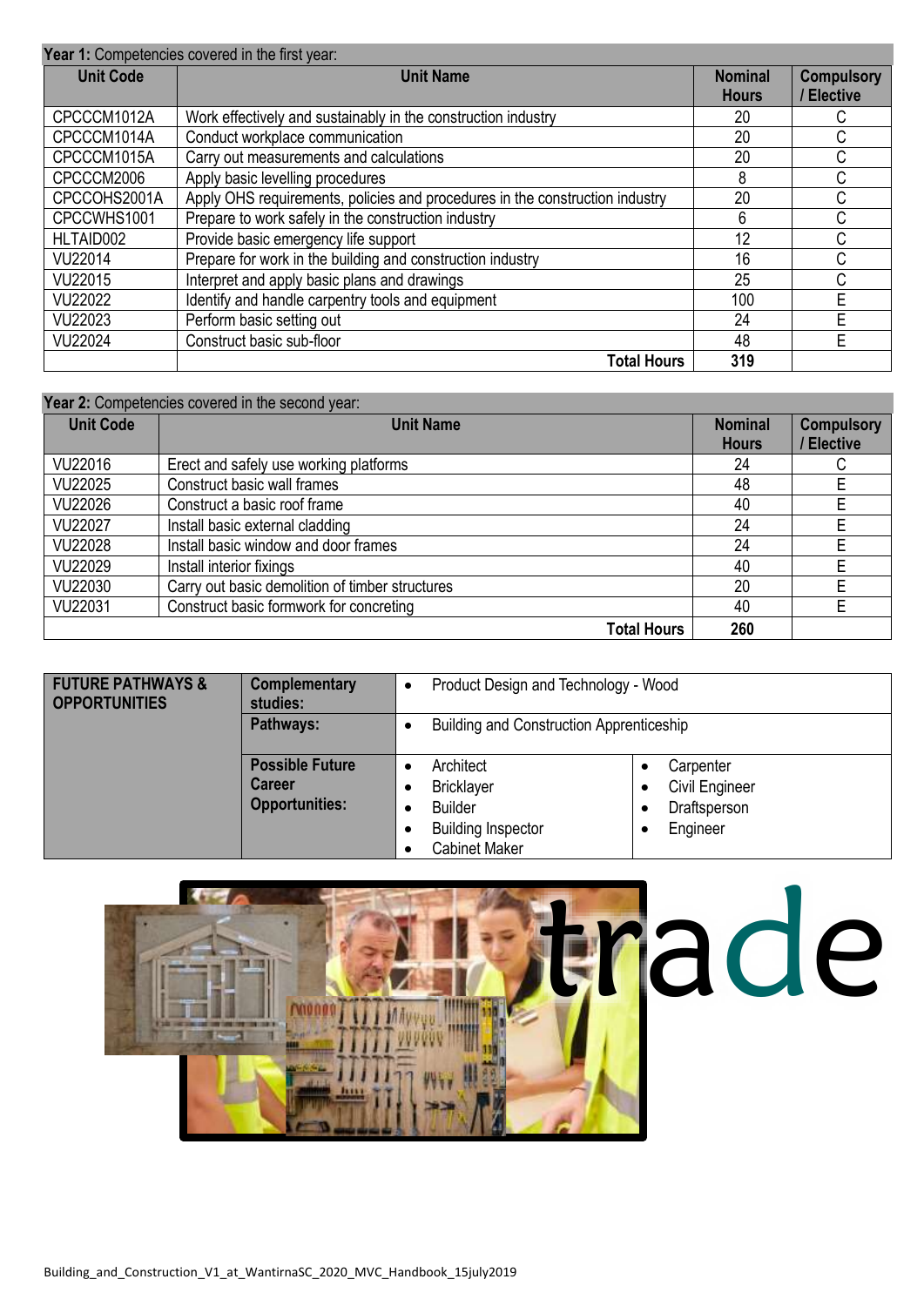**Year 1:** Competencies covered in the first year:

| Unit Code | Unit Name | Nominal Hours | Compulsory / Elective |
|---|---|---|---|
| CPCCCM1012A | Work effectively and sustainably in the construction industry | 20 | C |
| CPCCCM1014A | Conduct workplace communication | 20 | C |
| CPCCCM1015A | Carry out measurements and calculations | 20 | C |
| CPCCCM2006 | Apply basic levelling procedures | 8 | C |
| CPCCOHS2001A | Apply OHS requirements, policies and procedures in the construction industry | 20 | C |
| CPCCWHS1001 | Prepare to work safely in the construction industry | 6 | C |
| HLTAID002 | Provide basic emergency life support | 12 | C |
| VU22014 | Prepare for work in the building and construction industry | 16 | C |
| VU22015 | Interpret and apply basic plans and drawings | 25 | C |
| VU22022 | Identify and handle carpentry tools and equipment | 100 | E |
| VU22023 | Perform basic setting out | 24 | E |
| VU22024 | Construct basic sub-floor | 48 | E |
| | **Total Hours** | **319** | |

**Year 2:** Competencies covered in the second year:

| Unit Code | Unit Name | Nominal Hours | Compulsory / Elective |
|---|---|---|---|
| VU22016 | Erect and safely use working platforms | 24 | C |
| VU22025 | Construct basic wall frames | 48 | E |
| VU22026 | Construct a basic roof frame | 40 | E |
| VU22027 | Install basic external cladding | 24 | E |
| VU22028 | Install basic window and door frames | 24 | E |
| VU22029 | Install interior fixings | 40 | E |
| VU22030 | Carry out basic demolition of timber structures | 20 | E |
| VU22031 | Construct basic formwork for concreting | 40 | E |
| | **Total Hours** | **260** | |

| | | | |
|---|---|---|---|
| **FUTURE PATHWAYS & OPPORTUNITIES** | **Complementary studies:** | • Product Design and Technology - Wood | |
| | **Pathways:** | • Building and Construction Apprenticeship | |
| | **Possible Future Career Opportunities:** | • Architect<br>• Bricklayer<br>• Builder<br>• Building Inspector<br>• Cabinet Maker | • Carpenter<br>• Civil Engineer<br>• Draftsperson<br>• Engineer |

trade